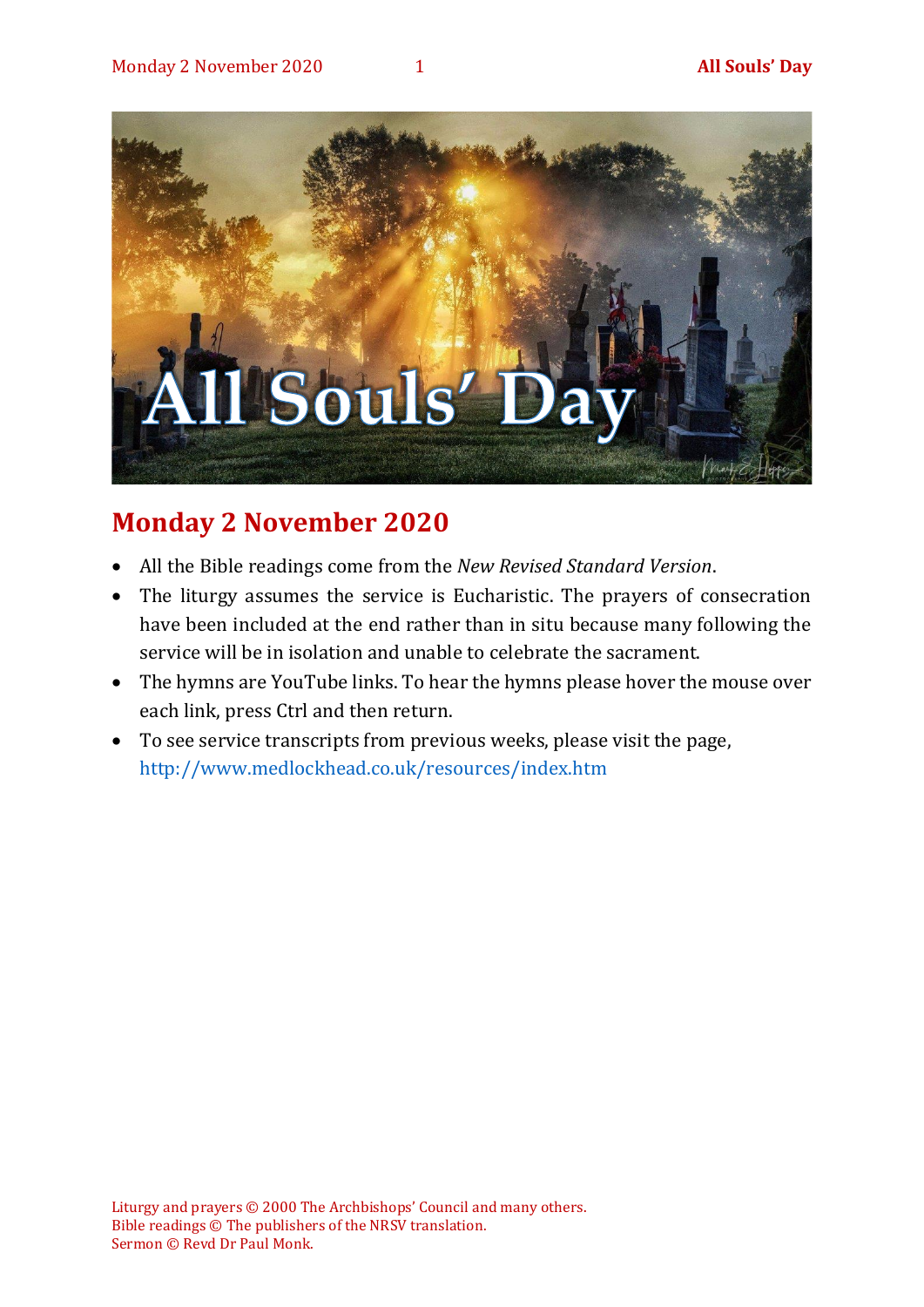# All Souls' Day

## Monday 2 November 2020

- All the Bible readings come from the *New Revised Standard Version*.
- The liturgy assumes the service is Eucharistic. The prayers of consecration have been included at the end rather than in situ because many following the service will be in isolation and unable to celebrate the sacrament.
- The hymns are YouTube links. To hear the hymns please hover the mouse over each link, press Ctrl and then return.
- To see service transcripts from previous weeks, please visit the page, http://www.medlockhead.co.uk/resources/index.htm

Liturgy and prayers © 2000 The Archbishops' Council and many others.
Bible readings © The publishers of the NRSV translation.
Sermon © Revd Dr Paul Monk.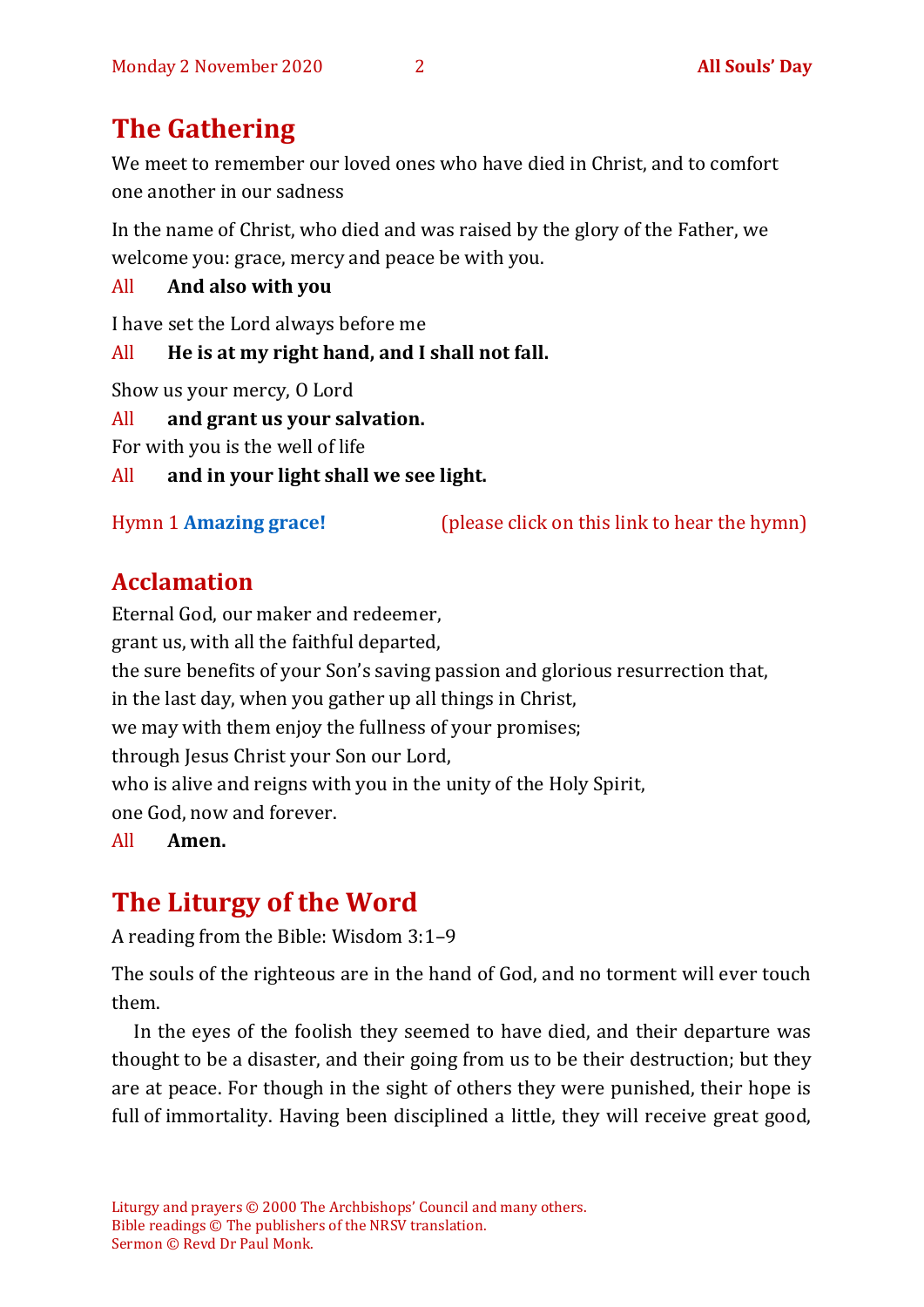## The Gathering

We meet to remember our loved ones who have died in Christ, and to comfort one another in our sadness

In the name of Christ, who died and was raised by the glory of the Father, we welcome you: grace, mercy and peace be with you.

All **And also with you**

I have set the Lord always before me

All **He is at my right hand, and I shall not fall.**

Show us your mercy, O Lord

All **and grant us your salvation.**

For with you is the well of life

All **and in your light shall we see light.**

Hymn 1 **Amazing grace!** (please click on this link to hear the hymn)

## Acclamation

Eternal God, our maker and redeemer,
grant us, with all the faithful departed,
the sure benefits of your Son's saving passion and glorious resurrection that,
in the last day, when you gather up all things in Christ,
we may with them enjoy the fullness of your promises;
through Jesus Christ your Son our Lord,
who is alive and reigns with you in the unity of the Holy Spirit,
one God, now and forever.

All **Amen.**

## The Liturgy of the Word

A reading from the Bible: Wisdom 3:1–9

The souls of the righteous are in the hand of God, and no torment will ever touch them.

In the eyes of the foolish they seemed to have died, and their departure was thought to be a disaster, and their going from us to be their destruction; but they are at peace. For though in the sight of others they were punished, their hope is full of immortality. Having been disciplined a little, they will receive great good,

Liturgy and prayers © 2000 The Archbishops' Council and many others.
Bible readings © The publishers of the NRSV translation.
Sermon © Revd Dr Paul Monk.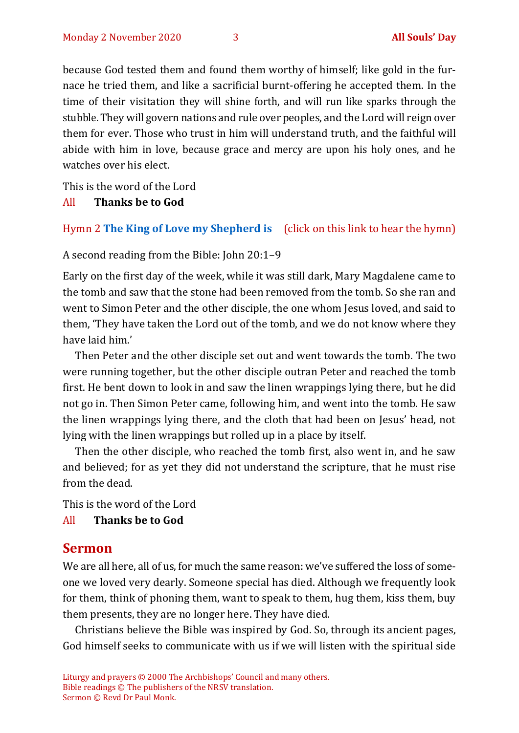because God tested them and found them worthy of himself; like gold in the furnace he tried them, and like a sacrificial burnt-offering he accepted them. In the time of their visitation they will shine forth, and will run like sparks through the stubble. They will govern nations and rule over peoples, and the Lord will reign over them for ever. Those who trust in him will understand truth, and the faithful will abide with him in love, because grace and mercy are upon his holy ones, and he watches over his elect.

This is the word of the Lord

All **Thanks be to God**

Hymn 2 **The King of Love my Shepherd is** (click on this link to hear the hymn)

A second reading from the Bible: John 20:1–9

Early on the first day of the week, while it was still dark, Mary Magdalene came to the tomb and saw that the stone had been removed from the tomb. So she ran and went to Simon Peter and the other disciple, the one whom Jesus loved, and said to them, 'They have taken the Lord out of the tomb, and we do not know where they have laid him.'

Then Peter and the other disciple set out and went towards the tomb. The two were running together, but the other disciple outran Peter and reached the tomb first. He bent down to look in and saw the linen wrappings lying there, but he did not go in. Then Simon Peter came, following him, and went into the tomb. He saw the linen wrappings lying there, and the cloth that had been on Jesus' head, not lying with the linen wrappings but rolled up in a place by itself.

Then the other disciple, who reached the tomb first, also went in, and he saw and believed; for as yet they did not understand the scripture, that he must rise from the dead.

This is the word of the Lord

All **Thanks be to God**

## Sermon

We are all here, all of us, for much the same reason: we've suffered the loss of someone we loved very dearly. Someone special has died. Although we frequently look for them, think of phoning them, want to speak to them, hug them, kiss them, buy them presents, they are no longer here. They have died.

Christians believe the Bible was inspired by God. So, through its ancient pages, God himself seeks to communicate with us if we will listen with the spiritual side

Liturgy and prayers © 2000 The Archbishops' Council and many others.
Bible readings © The publishers of the NRSV translation.
Sermon © Revd Dr Paul Monk.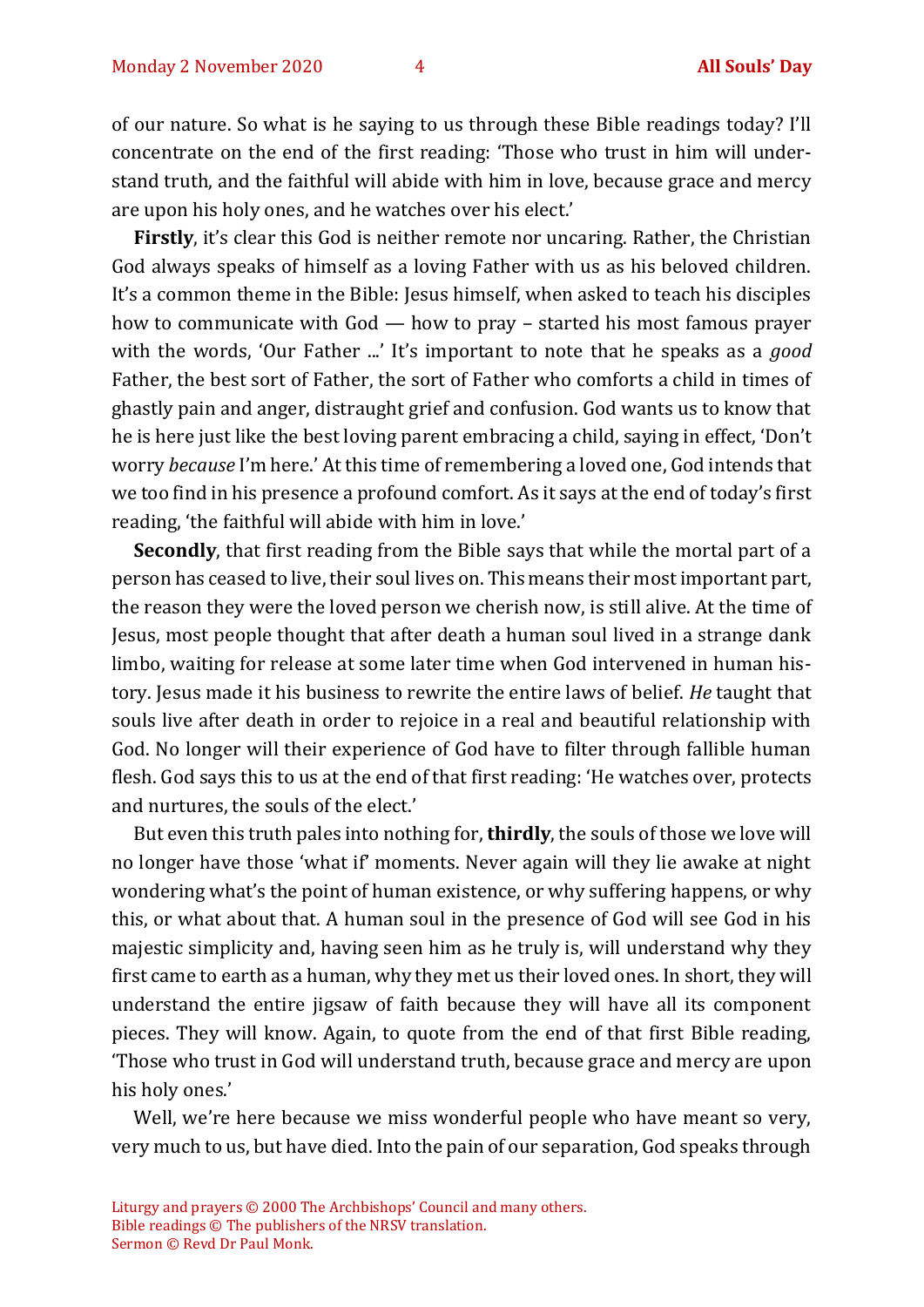of our nature. So what is he saying to us through these Bible readings today? I'll concentrate on the end of the first reading: 'Those who trust in him will understand truth, and the faithful will abide with him in love, because grace and mercy are upon his holy ones, and he watches over his elect.'

**Firstly**, it's clear this God is neither remote nor uncaring. Rather, the Christian God always speaks of himself as a loving Father with us as his beloved children. It's a common theme in the Bible: Jesus himself, when asked to teach his disciples how to communicate with God — how to pray – started his most famous prayer with the words, 'Our Father ...' It's important to note that he speaks as a *good* Father, the best sort of Father, the sort of Father who comforts a child in times of ghastly pain and anger, distraught grief and confusion. God wants us to know that he is here just like the best loving parent embracing a child, saying in effect, 'Don't worry *because* I'm here.' At this time of remembering a loved one, God intends that we too find in his presence a profound comfort. As it says at the end of today's first reading, 'the faithful will abide with him in love.'

**Secondly**, that first reading from the Bible says that while the mortal part of a person has ceased to live, their soul lives on. This means their most important part, the reason they were the loved person we cherish now, is still alive. At the time of Jesus, most people thought that after death a human soul lived in a strange dank limbo, waiting for release at some later time when God intervened in human history. Jesus made it his business to rewrite the entire laws of belief. *He* taught that souls live after death in order to rejoice in a real and beautiful relationship with God. No longer will their experience of God have to filter through fallible human flesh. God says this to us at the end of that first reading: 'He watches over, protects and nurtures, the souls of the elect.'

But even this truth pales into nothing for, **thirdly**, the souls of those we love will no longer have those 'what if' moments. Never again will they lie awake at night wondering what's the point of human existence, or why suffering happens, or why this, or what about that. A human soul in the presence of God will see God in his majestic simplicity and, having seen him as he truly is, will understand why they first came to earth as a human, why they met us their loved ones. In short, they will understand the entire jigsaw of faith because they will have all its component pieces. They will know. Again, to quote from the end of that first Bible reading, 'Those who trust in God will understand truth, because grace and mercy are upon his holy ones.'

Well, we're here because we miss wonderful people who have meant so very, very much to us, but have died. Into the pain of our separation, God speaks through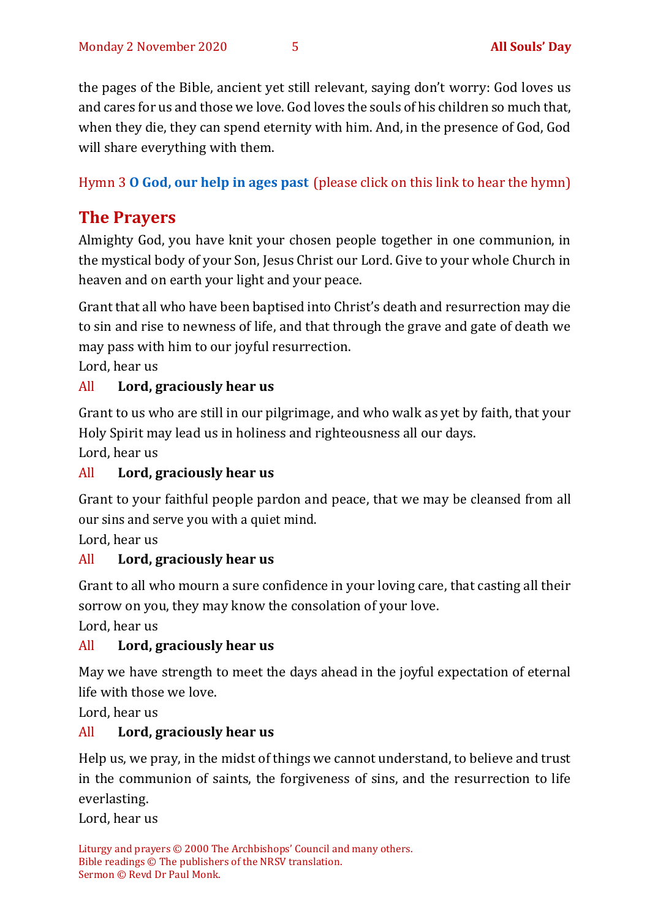the pages of the Bible, ancient yet still relevant, saying don't worry: God loves us and cares for us and those we love. God loves the souls of his children so much that, when they die, they can spend eternity with him. And, in the presence of God, God will share everything with them.

Hymn 3 **O God, our help in ages past** (please click on this link to hear the hymn)

## The Prayers

Almighty God, you have knit your chosen people together in one communion, in the mystical body of your Son, Jesus Christ our Lord. Give to your whole Church in heaven and on earth your light and your peace.

Grant that all who have been baptised into Christ's death and resurrection may die to sin and rise to newness of life, and that through the grave and gate of death we may pass with him to our joyful resurrection.
Lord, hear us
All **Lord, graciously hear us**

Grant to us who are still in our pilgrimage, and who walk as yet by faith, that your Holy Spirit may lead us in holiness and righteousness all our days.
Lord, hear us
All **Lord, graciously hear us**

Grant to your faithful people pardon and peace, that we may be cleansed from all our sins and serve you with a quiet mind.
Lord, hear us
All **Lord, graciously hear us**

Grant to all who mourn a sure confidence in your loving care, that casting all their sorrow on you, they may know the consolation of your love.
Lord, hear us
All **Lord, graciously hear us**

May we have strength to meet the days ahead in the joyful expectation of eternal life with those we love.
Lord, hear us
All **Lord, graciously hear us**

Help us, we pray, in the midst of things we cannot understand, to believe and trust in the communion of saints, the forgiveness of sins, and the resurrection to life everlasting.
Lord, hear us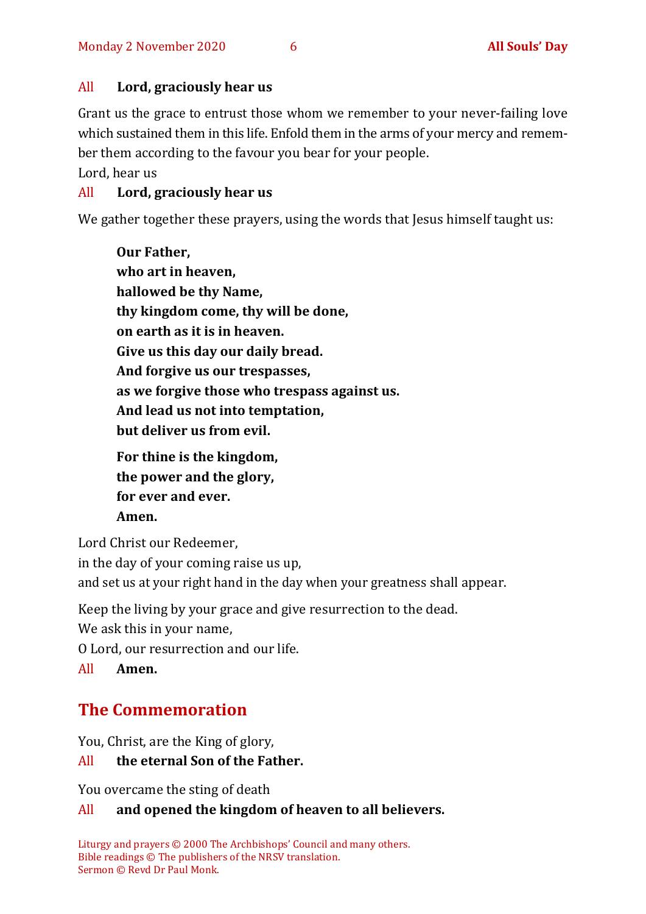All **Lord, graciously hear us**

Grant us the grace to entrust those whom we remember to your never-failing love which sustained them in this life. Enfold them in the arms of your mercy and remember them according to the favour you bear for your people.

Lord, hear us

All **Lord, graciously hear us**

We gather together these prayers, using the words that Jesus himself taught us:

**Our Father,**
**who art in heaven,**
**hallowed be thy Name,**
**thy kingdom come, thy will be done,**
**on earth as it is in heaven.**
**Give us this day our daily bread.**
**And forgive us our trespasses,**
**as we forgive those who trespass against us.**
**And lead us not into temptation,**
**but deliver us from evil.**

**For thine is the kingdom,**
**the power and the glory,**
**for ever and ever.**
**Amen.**

Lord Christ our Redeemer,
in the day of your coming raise us up,
and set us at your right hand in the day when your greatness shall appear.

Keep the living by your grace and give resurrection to the dead.
We ask this in your name,
O Lord, our resurrection and our life.

All **Amen.**

## The Commemoration

You, Christ, are the King of glory,

All **the eternal Son of the Father.**

You overcame the sting of death

All **and opened the kingdom of heaven to all believers.**

Liturgy and prayers © 2000 The Archbishops' Council and many others.
Bible readings © The publishers of the NRSV translation.
Sermon © Revd Dr Paul Monk.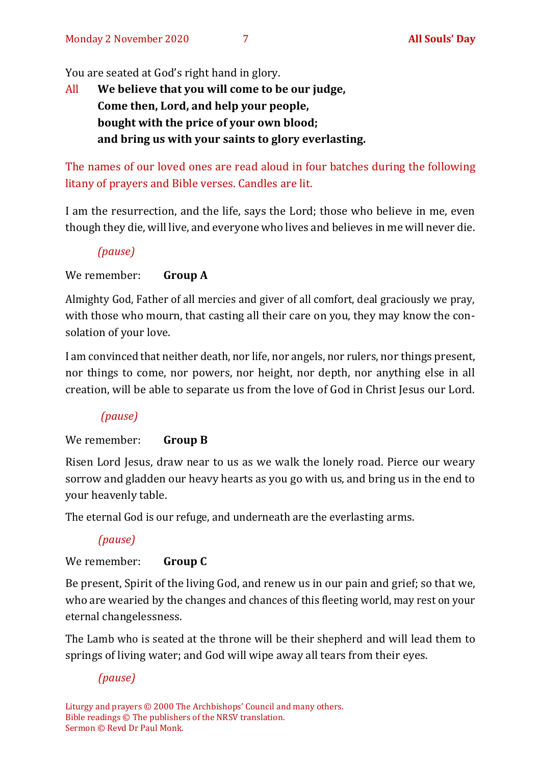You are seated at God's right hand in glory.

All **We believe that you will come to be our judge,**
**Come then, Lord, and help your people,**
**bought with the price of your own blood;**
**and bring us with your saints to glory everlasting.**

The names of our loved ones are read aloud in four batches during the following litany of prayers and Bible verses. Candles are lit.

I am the resurrection, and the life, says the Lord; those who believe in me, even though they die, will live, and everyone who lives and believes in me will never die.

*(pause)*

We remember: **Group A**

Almighty God, Father of all mercies and giver of all comfort, deal graciously we pray, with those who mourn, that casting all their care on you, they may know the consolation of your love.

I am convinced that neither death, nor life, nor angels, nor rulers, nor things present, nor things to come, nor powers, nor height, nor depth, nor anything else in all creation, will be able to separate us from the love of God in Christ Jesus our Lord.

*(pause)*

We remember: **Group B**

Risen Lord Jesus, draw near to us as we walk the lonely road. Pierce our weary sorrow and gladden our heavy hearts as you go with us, and bring us in the end to your heavenly table.

The eternal God is our refuge, and underneath are the everlasting arms.

*(pause)*

We remember: **Group C**

Be present, Spirit of the living God, and renew us in our pain and grief; so that we, who are wearied by the changes and chances of this fleeting world, may rest on your eternal changelessness.

The Lamb who is seated at the throne will be their shepherd and will lead them to springs of living water; and God will wipe away all tears from their eyes.

*(pause)*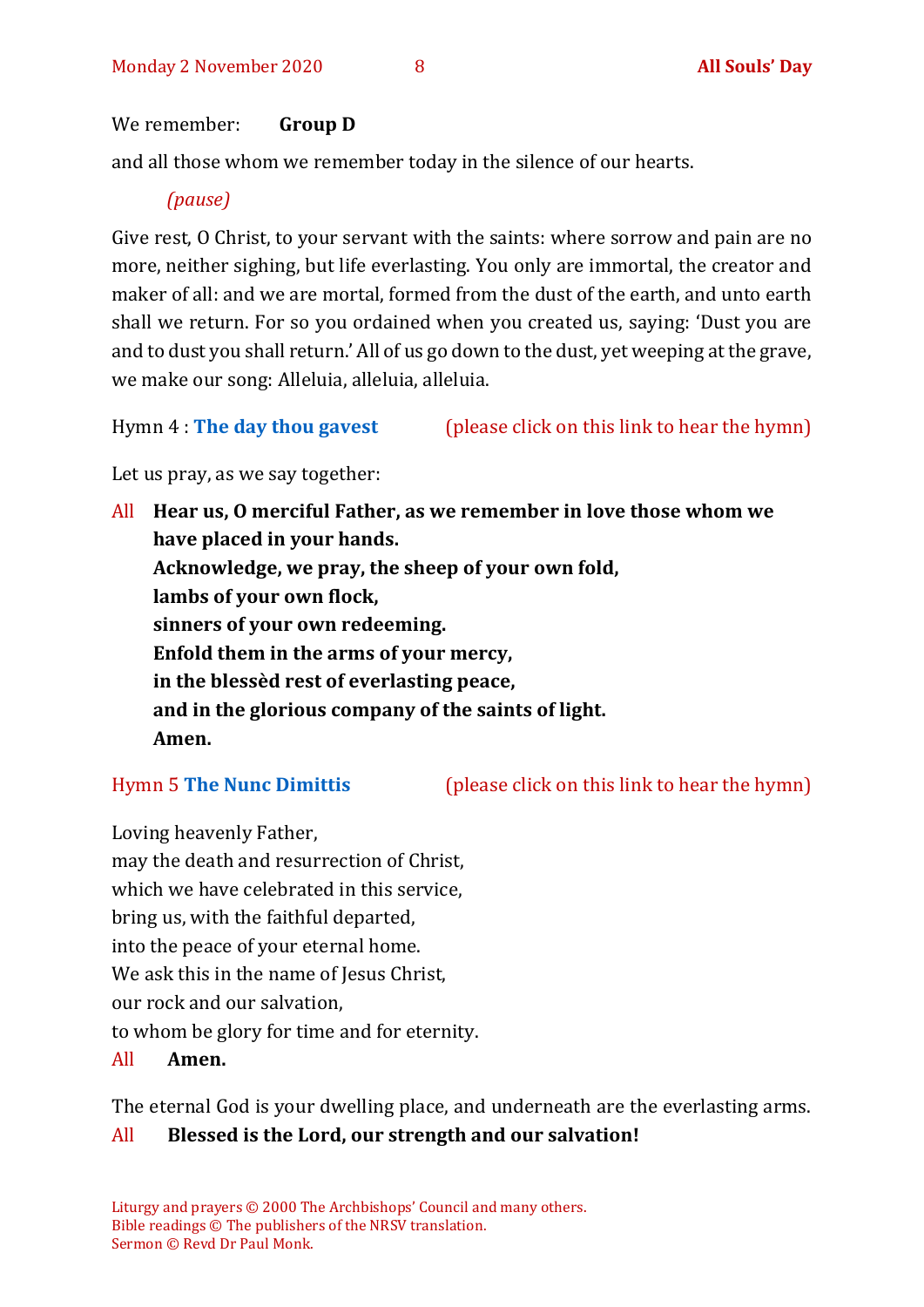We remember: **Group D**

and all those whom we remember today in the silence of our hearts.

*(pause)*

Give rest, O Christ, to your servant with the saints: where sorrow and pain are no more, neither sighing, but life everlasting. You only are immortal, the creator and maker of all: and we are mortal, formed from the dust of the earth, and unto earth shall we return. For so you ordained when you created us, saying: 'Dust you are and to dust you shall return.' All of us go down to the dust, yet weeping at the grave, we make our song: Alleluia, alleluia, alleluia.

Hymn 4 : **The day thou gavest** (please click on this link to hear the hymn)

Let us pray, as we say together:

All **Hear us, O merciful Father, as we remember in love those whom we have placed in your hands.**
**Acknowledge, we pray, the sheep of your own fold,**
**lambs of your own flock,**
**sinners of your own redeeming.**
**Enfold them in the arms of your mercy,**
**in the blessèd rest of everlasting peace,**
**and in the glorious company of the saints of light.**
**Amen.**

Hymn 5 **The Nunc Dimittis** (please click on this link to hear the hymn)

Loving heavenly Father,
may the death and resurrection of Christ,
which we have celebrated in this service,
bring us, with the faithful departed,
into the peace of your eternal home.
We ask this in the name of Jesus Christ,
our rock and our salvation,
to whom be glory for time and for eternity.
All **Amen.**

The eternal God is your dwelling place, and underneath are the everlasting arms.
All **Blessed is the Lord, our strength and our salvation!**

Liturgy and prayers © 2000 The Archbishops' Council and many others.
Bible readings © The publishers of the NRSV translation.
Sermon © Revd Dr Paul Monk.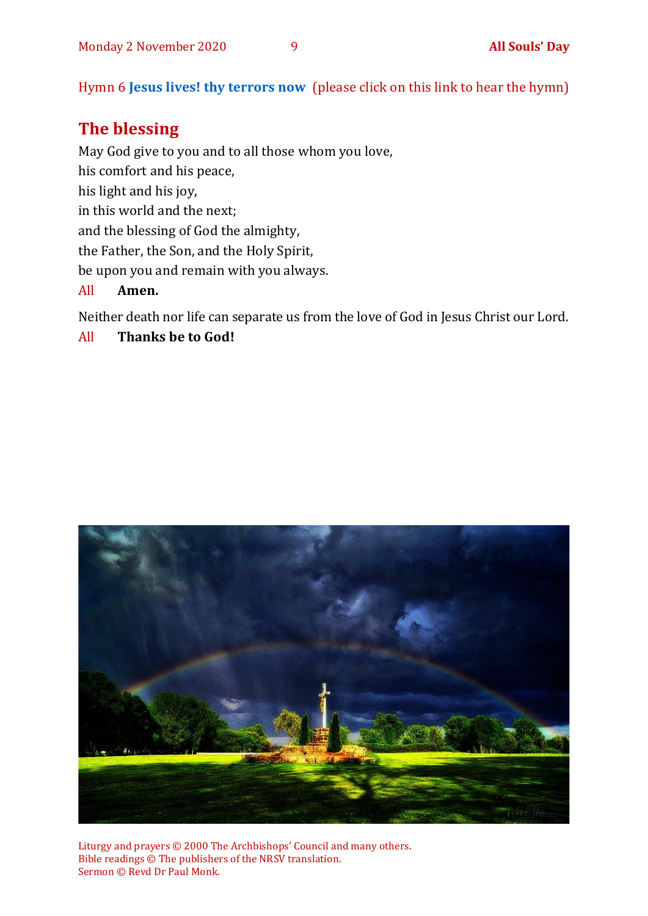Hymn 6 **Jesus lives! thy terrors now** (please click on this link to hear the hymn)

## The blessing

May God give to you and to all those whom you love,
his comfort and his peace,
his light and his joy,
in this world and the next;
and the blessing of God the almighty,
the Father, the Son, and the Holy Spirit,
be upon you and remain with you always.

All **Amen.**

Neither death nor life can separate us from the love of God in Jesus Christ our Lord.

All **Thanks be to God!**

Liturgy and prayers © 2000 The Archbishops' Council and many others.
Bible readings © The publishers of the NRSV translation.
Sermon © Revd Dr Paul Monk.